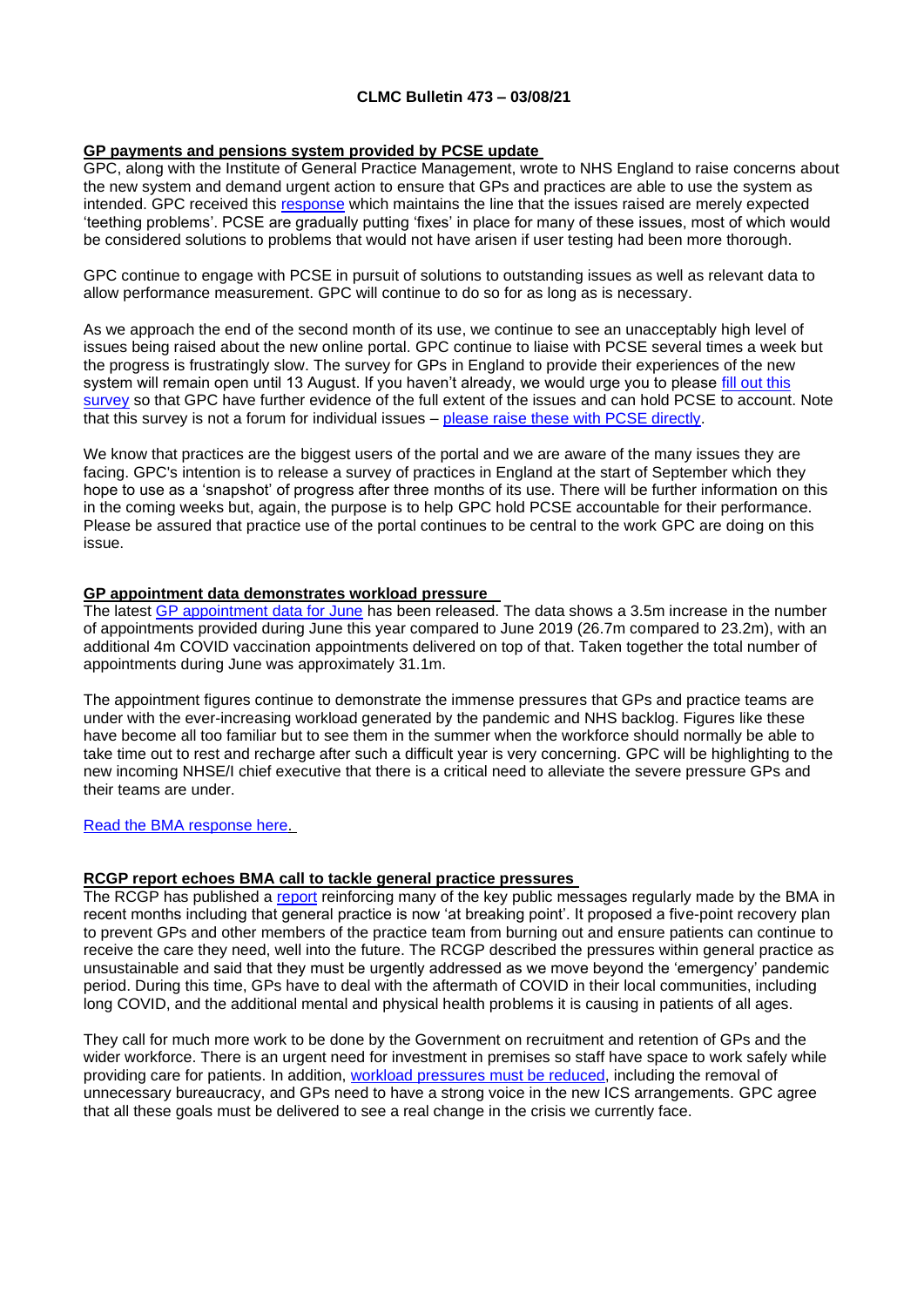**CLMC Bulletin 473 – 03/08/21**

## GP payments and pensions system provided by PCSE update

GPC, along with the Institute of General Practice Management, wrote to NHS England to raise concerns about the new system and demand urgent action to ensure that GPs and practices are able to use the system as intended. GPC received this response which maintains the line that the issues raised are merely expected 'teething problems'. PCSE are gradually putting 'fixes' in place for many of these issues, most of which would be considered solutions to problems that would not have arisen if user testing had been more thorough.

GPC continue to engage with PCSE in pursuit of solutions to outstanding issues as well as relevant data to allow performance measurement. GPC will continue to do so for as long as is necessary.

As we approach the end of the second month of its use, we continue to see an unacceptably high level of issues being raised about the new online portal. GPC continue to liaise with PCSE several times a week but the progress is frustratingly slow. The survey for GPs in England to provide their experiences of the new system will remain open until 13 August. If you haven't already, we would urge you to please fill out this survey so that GPC have further evidence of the full extent of the issues and can hold PCSE to account. Note that this survey is not a forum for individual issues – please raise these with PCSE directly.

We know that practices are the biggest users of the portal and we are aware of the many issues they are facing. GPC's intention is to release a survey of practices in England at the start of September which they hope to use as a 'snapshot' of progress after three months of its use. There will be further information on this in the coming weeks but, again, the purpose is to help GPC hold PCSE accountable for their performance. Please be assured that practice use of the portal continues to be central to the work GPC are doing on this issue.

## GP appointment data demonstrates workload pressure

The latest GP appointment data for June has been released. The data shows a 3.5m increase in the number of appointments provided during June this year compared to June 2019 (26.7m compared to 23.2m), with an additional 4m COVID vaccination appointments delivered on top of that. Taken together the total number of appointments during June was approximately 31.1m.

The appointment figures continue to demonstrate the immense pressures that GPs and practice teams are under with the ever-increasing workload generated by the pandemic and NHS backlog. Figures like these have become all too familiar but to see them in the summer when the workforce should normally be able to take time out to rest and recharge after such a difficult year is very concerning. GPC will be highlighting to the new incoming NHSE/I chief executive that there is a critical need to alleviate the severe pressure GPs and their teams are under.

Read the BMA response here.

## RCGP report echoes BMA call to tackle general practice pressures

The RCGP has published a report reinforcing many of the key public messages regularly made by the BMA in recent months including that general practice is now 'at breaking point'. It proposed a five-point recovery plan to prevent GPs and other members of the practice team from burning out and ensure patients can continue to receive the care they need, well into the future. The RCGP described the pressures within general practice as unsustainable and said that they must be urgently addressed as we move beyond the 'emergency' pandemic period. During this time, GPs have to deal with the aftermath of COVID in their local communities, including long COVID, and the additional mental and physical health problems it is causing in patients of all ages.

They call for much more work to be done by the Government on recruitment and retention of GPs and the wider workforce. There is an urgent need for investment in premises so staff have space to work safely while providing care for patients. In addition, workload pressures must be reduced, including the removal of unnecessary bureaucracy, and GPs need to have a strong voice in the new ICS arrangements. GPC agree that all these goals must be delivered to see a real change in the crisis we currently face.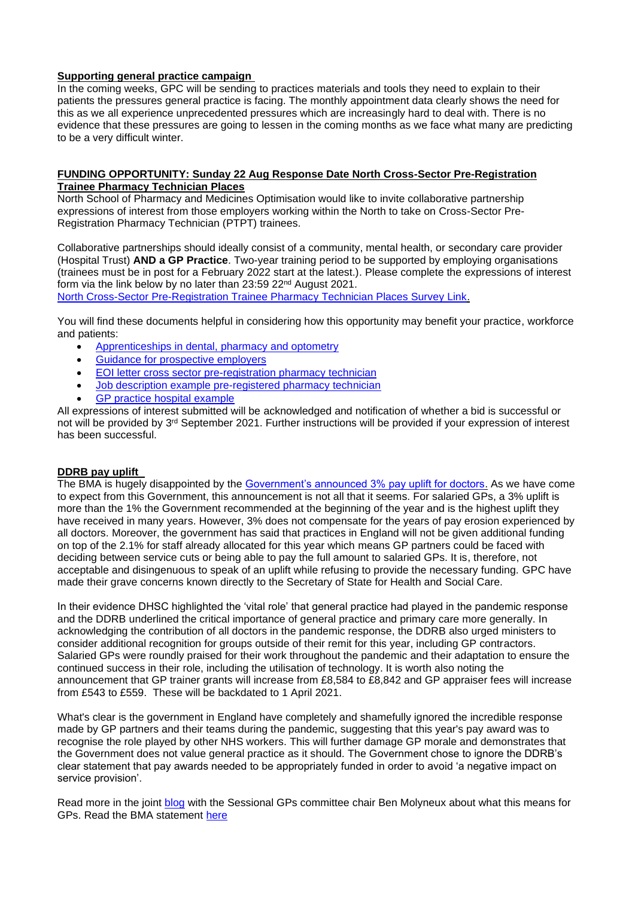**Supporting general practice campaign**

In the coming weeks, GPC will be sending to practices materials and tools they need to explain to their patients the pressures general practice is facing. The monthly appointment data clearly shows the need for this as we all experience unprecedented pressures which are increasingly hard to deal with. There is no evidence that these pressures are going to lessen in the coming months as we face what many are predicting to be a very difficult winter.

**FUNDING OPPORTUNITY: Sunday 22 Aug Response Date North Cross-Sector Pre-Registration Trainee Pharmacy Technician Places**

North School of Pharmacy and Medicines Optimisation would like to invite collaborative partnership expressions of interest from those employers working within the North to take on Cross-Sector Pre-Registration Pharmacy Technician (PTPT) trainees.

Collaborative partnerships should ideally consist of a community, mental health, or secondary care provider (Hospital Trust) **AND a GP Practice**. Two-year training period to be supported by employing organisations (trainees must be in post for a February 2022 start at the latest.). Please complete the expressions of interest form via the link below by no later than 23:59 22nd August 2021.
North Cross-Sector Pre-Registration Trainee Pharmacy Technician Places Survey Link.

You will find these documents helpful in considering how this opportunity may benefit your practice, workforce and patients:

- Apprenticeships in dental, pharmacy and optometry
- Guidance for prospective employers
- EOI letter cross sector pre-registration pharmacy technician
- Job description example pre-registered pharmacy technician
- GP practice hospital example

All expressions of interest submitted will be acknowledged and notification of whether a bid is successful or not will be provided by 3rd September 2021. Further instructions will be provided if your expression of interest has been successful.

**DDRB pay uplift**

The BMA is hugely disappointed by the Government's announced 3% pay uplift for doctors. As we have come to expect from this Government, this announcement is not all that it seems. For salaried GPs, a 3% uplift is more than the 1% the Government recommended at the beginning of the year and is the highest uplift they have received in many years. However, 3% does not compensate for the years of pay erosion experienced by all doctors. Moreover, the government has said that practices in England will not be given additional funding on top of the 2.1% for staff already allocated for this year which means GP partners could be faced with deciding between service cuts or being able to pay the full amount to salaried GPs. It is, therefore, not acceptable and disingenuous to speak of an uplift while refusing to provide the necessary funding. GPC have made their grave concerns known directly to the Secretary of State for Health and Social Care.

In their evidence DHSC highlighted the 'vital role' that general practice had played in the pandemic response and the DDRB underlined the critical importance of general practice and primary care more generally. In acknowledging the contribution of all doctors in the pandemic response, the DDRB also urged ministers to consider additional recognition for groups outside of their remit for this year, including GP contractors. Salaried GPs were roundly praised for their work throughout the pandemic and their adaptation to ensure the continued success in their role, including the utilisation of technology. It is worth also noting the announcement that GP trainer grants will increase from £8,584 to £8,842 and GP appraiser fees will increase from £543 to £559. These will be backdated to 1 April 2021.

What's clear is the government in England have completely and shamefully ignored the incredible response made by GP partners and their teams during the pandemic, suggesting that this year's pay award was to recognise the role played by other NHS workers. This will further damage GP morale and demonstrates that the Government does not value general practice as it should. The Government chose to ignore the DDRB's clear statement that pay awards needed to be appropriately funded in order to avoid 'a negative impact on service provision'.

Read more in the joint blog with the Sessional GPs committee chair Ben Molyneux about what this means for GPs. Read the BMA statement here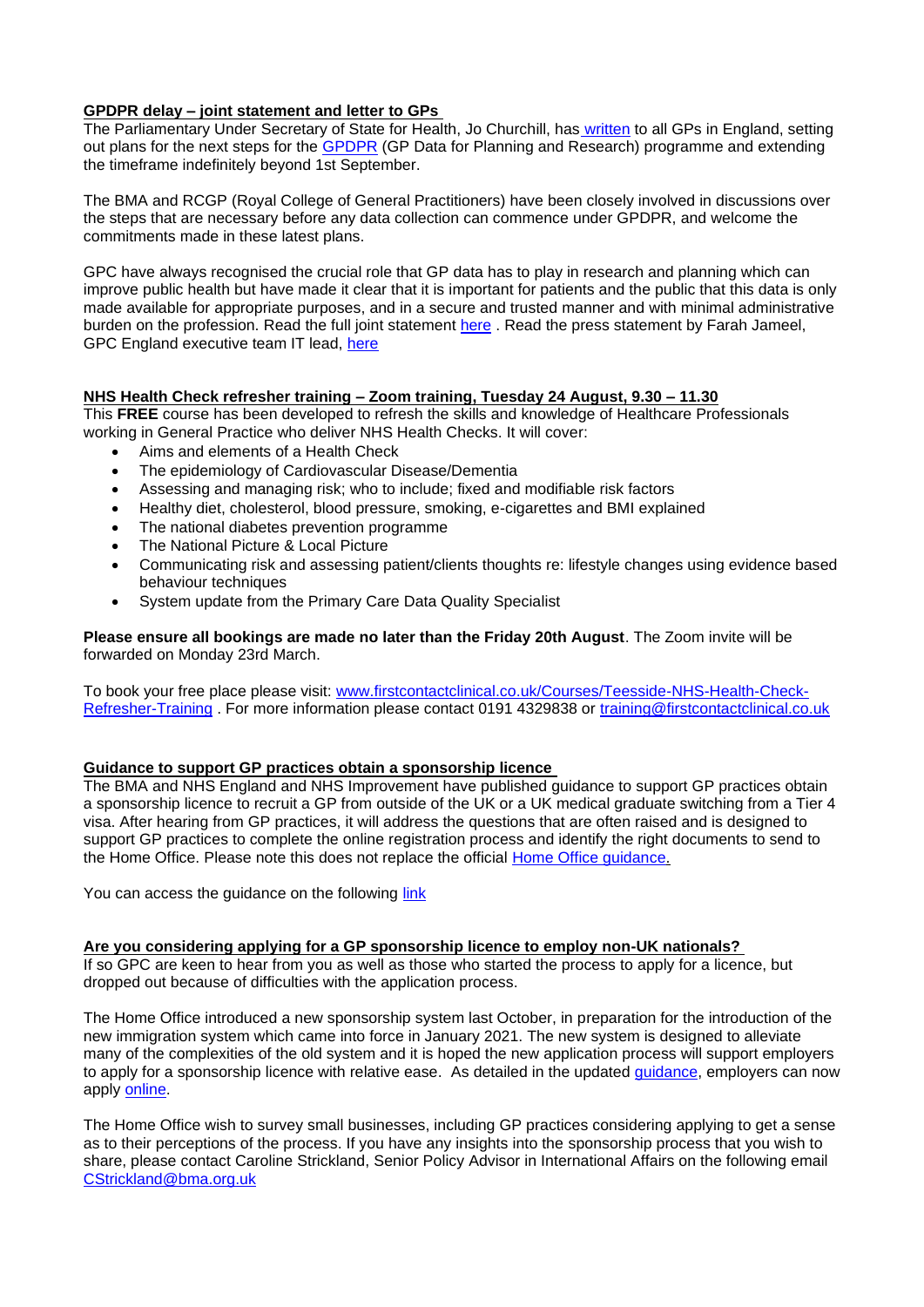**GPDPR delay – joint statement and letter to GPs**

The Parliamentary Under Secretary of State for Health, Jo Churchill, has written to all GPs in England, setting out plans for the next steps for the GPDPR (GP Data for Planning and Research) programme and extending the timeframe indefinitely beyond 1st September.

The BMA and RCGP (Royal College of General Practitioners) have been closely involved in discussions over the steps that are necessary before any data collection can commence under GPDPR, and welcome the commitments made in these latest plans.

GPC have always recognised the crucial role that GP data has to play in research and planning which can improve public health but have made it clear that it is important for patients and the public that this data is only made available for appropriate purposes, and in a secure and trusted manner and with minimal administrative burden on the profession. Read the full joint statement here . Read the press statement by Farah Jameel, GPC England executive team IT lead, here

**NHS Health Check refresher training – Zoom training, Tuesday 24 August, 9.30 – 11.30**

This **FREE** course has been developed to refresh the skills and knowledge of Healthcare Professionals working in General Practice who deliver NHS Health Checks. It will cover:

- Aims and elements of a Health Check
- The epidemiology of Cardiovascular Disease/Dementia
- Assessing and managing risk; who to include; fixed and modifiable risk factors
- Healthy diet, cholesterol, blood pressure, smoking, e-cigarettes and BMI explained
- The national diabetes prevention programme
- The National Picture & Local Picture
- Communicating risk and assessing patient/clients thoughts re: lifestyle changes using evidence based behaviour techniques
- System update from the Primary Care Data Quality Specialist

**Please ensure all bookings are made no later than the Friday 20th August**. The Zoom invite will be forwarded on Monday 23rd March.

To book your free place please visit: www.firstcontactclinical.co.uk/Courses/Teesside-NHS-Health-Check-Refresher-Training . For more information please contact 0191 4329838 or training@firstcontactclinical.co.uk

**Guidance to support GP practices obtain a sponsorship licence**

The BMA and NHS England and NHS Improvement have published guidance to support GP practices obtain a sponsorship licence to recruit a GP from outside of the UK or a UK medical graduate switching from a Tier 4 visa. After hearing from GP practices, it will address the questions that are often raised and is designed to support GP practices to complete the online registration process and identify the right documents to send to the Home Office. Please note this does not replace the official Home Office guidance.

You can access the guidance on the following link

**Are you considering applying for a GP sponsorship licence to employ non-UK nationals?**

If so GPC are keen to hear from you as well as those who started the process to apply for a licence, but dropped out because of difficulties with the application process.

The Home Office introduced a new sponsorship system last October, in preparation for the introduction of the new immigration system which came into force in January 2021. The new system is designed to alleviate many of the complexities of the old system and it is hoped the new application process will support employers to apply for a sponsorship licence with relative ease. As detailed in the updated guidance, employers can now apply online.

The Home Office wish to survey small businesses, including GP practices considering applying to get a sense as to their perceptions of the process. If you have any insights into the sponsorship process that you wish to share, please contact Caroline Strickland, Senior Policy Advisor in International Affairs on the following email CStrickland@bma.org.uk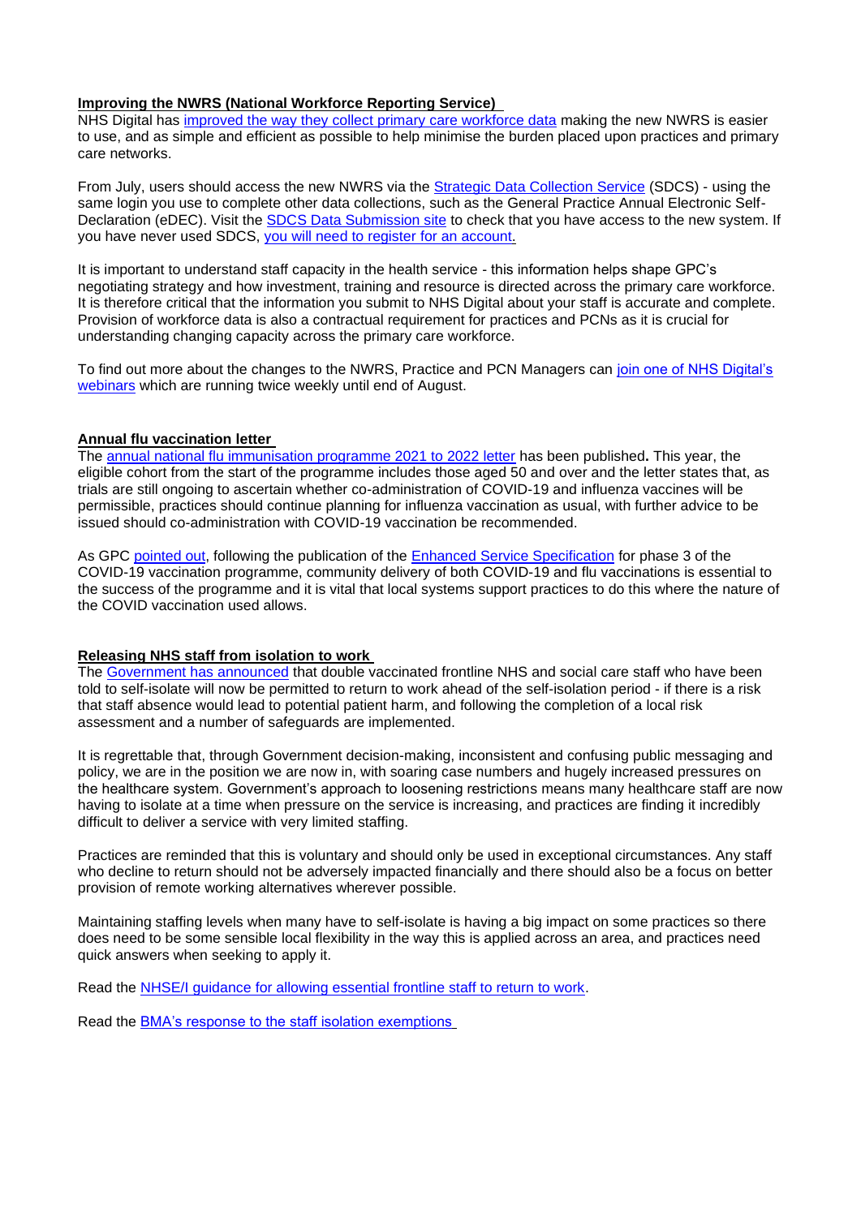**Improving the NWRS (National Workforce Reporting Service)**

NHS Digital has improved the way they collect primary care workforce data making the new NWRS is easier to use, and as simple and efficient as possible to help minimise the burden placed upon practices and primary care networks.

From July, users should access the new NWRS via the Strategic Data Collection Service (SDCS) - using the same login you use to complete other data collections, such as the General Practice Annual Electronic Self-Declaration (eDEC). Visit the SDCS Data Submission site to check that you have access to the new system. If you have never used SDCS, you will need to register for an account.

It is important to understand staff capacity in the health service - this information helps shape GPC's negotiating strategy and how investment, training and resource is directed across the primary care workforce. It is therefore critical that the information you submit to NHS Digital about your staff is accurate and complete. Provision of workforce data is also a contractual requirement for practices and PCNs as it is crucial for understanding changing capacity across the primary care workforce.

To find out more about the changes to the NWRS, Practice and PCN Managers can join one of NHS Digital's webinars which are running twice weekly until end of August.

**Annual flu vaccination letter**

The annual national flu immunisation programme 2021 to 2022 letter has been published**.** This year, the eligible cohort from the start of the programme includes those aged 50 and over and the letter states that, as trials are still ongoing to ascertain whether co-administration of COVID-19 and influenza vaccines will be permissible, practices should continue planning for influenza vaccination as usual, with further advice to be issued should co-administration with COVID-19 vaccination be recommended.

As GPC pointed out, following the publication of the Enhanced Service Specification for phase 3 of the COVID-19 vaccination programme, community delivery of both COVID-19 and flu vaccinations is essential to the success of the programme and it is vital that local systems support practices to do this where the nature of the COVID vaccination used allows.

**Releasing NHS staff from isolation to work**

The Government has announced that double vaccinated frontline NHS and social care staff who have been told to self-isolate will now be permitted to return to work ahead of the self-isolation period - if there is a risk that staff absence would lead to potential patient harm, and following the completion of a local risk assessment and a number of safeguards are implemented.

It is regrettable that, through Government decision-making, inconsistent and confusing public messaging and policy, we are in the position we are now in, with soaring case numbers and hugely increased pressures on the healthcare system. Government's approach to loosening restrictions means many healthcare staff are now having to isolate at a time when pressure on the service is increasing, and practices are finding it incredibly difficult to deliver a service with very limited staffing.

Practices are reminded that this is voluntary and should only be used in exceptional circumstances. Any staff who decline to return should not be adversely impacted financially and there should also be a focus on better provision of remote working alternatives wherever possible.

Maintaining staffing levels when many have to self-isolate is having a big impact on some practices so there does need to be some sensible local flexibility in the way this is applied across an area, and practices need quick answers when seeking to apply it.

Read the NHSE/I guidance for allowing essential frontline staff to return to work.

Read the BMA's response to the staff isolation exemptions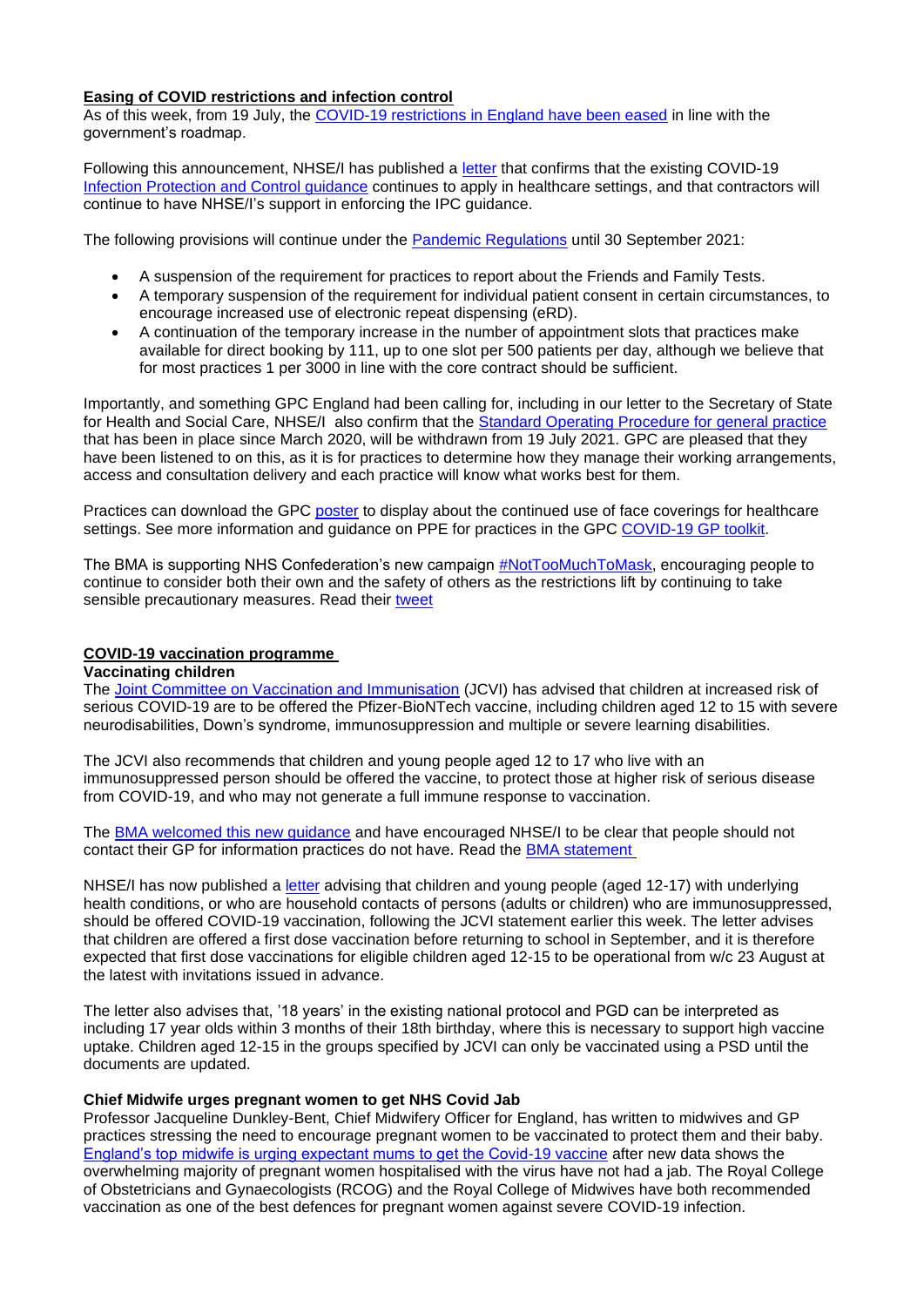## Easing of COVID restrictions and infection control

As of this week, from 19 July, the COVID-19 restrictions in England have been eased in line with the government's roadmap.

Following this announcement, NHSE/I has published a letter that confirms that the existing COVID-19 Infection Protection and Control guidance continues to apply in healthcare settings, and that contractors will continue to have NHSE/I's support in enforcing the IPC guidance.

The following provisions will continue under the Pandemic Regulations until 30 September 2021:

- A suspension of the requirement for practices to report about the Friends and Family Tests.
- A temporary suspension of the requirement for individual patient consent in certain circumstances, to encourage increased use of electronic repeat dispensing (eRD).
- A continuation of the temporary increase in the number of appointment slots that practices make available for direct booking by 111, up to one slot per 500 patients per day, although we believe that for most practices 1 per 3000 in line with the core contract should be sufficient.

Importantly, and something GPC England had been calling for, including in our letter to the Secretary of State for Health and Social Care, NHSE/I also confirm that the Standard Operating Procedure for general practice that has been in place since March 2020, will be withdrawn from 19 July 2021. GPC are pleased that they have been listened to on this, as it is for practices to determine how they manage their working arrangements, access and consultation delivery and each practice will know what works best for them.

Practices can download the GPC poster to display about the continued use of face coverings for healthcare settings. See more information and guidance on PPE for practices in the GPC COVID-19 GP toolkit.

The BMA is supporting NHS Confederation's new campaign #NotTooMuchToMask, encouraging people to continue to consider both their own and the safety of others as the restrictions lift by continuing to take sensible precautionary measures. Read their tweet

## COVID-19 vaccination programme

### Vaccinating children

The Joint Committee on Vaccination and Immunisation (JCVI) has advised that children at increased risk of serious COVID-19 are to be offered the Pfizer-BioNTech vaccine, including children aged 12 to 15 with severe neurodisabilities, Down's syndrome, immunosuppression and multiple or severe learning disabilities.

The JCVI also recommends that children and young people aged 12 to 17 who live with an immunosuppressed person should be offered the vaccine, to protect those at higher risk of serious disease from COVID-19, and who may not generate a full immune response to vaccination.

The BMA welcomed this new guidance and have encouraged NHSE/I to be clear that people should not contact their GP for information practices do not have. Read the BMA statement

NHSE/I has now published a letter advising that children and young people (aged 12-17) with underlying health conditions, or who are household contacts of persons (adults or children) who are immunosuppressed, should be offered COVID-19 vaccination, following the JCVI statement earlier this week. The letter advises that children are offered a first dose vaccination before returning to school in September, and it is therefore expected that first dose vaccinations for eligible children aged 12-15 to be operational from w/c 23 August at the latest with invitations issued in advance.

The letter also advises that, '18 years' in the existing national protocol and PGD can be interpreted as including 17 year olds within 3 months of their 18th birthday, where this is necessary to support high vaccine uptake. Children aged 12-15 in the groups specified by JCVI can only be vaccinated using a PSD until the documents are updated.

### Chief Midwife urges pregnant women to get NHS Covid Jab

Professor Jacqueline Dunkley-Bent, Chief Midwifery Officer for England, has written to midwives and GP practices stressing the need to encourage pregnant women to be vaccinated to protect them and their baby. England's top midwife is urging expectant mums to get the Covid-19 vaccine after new data shows the overwhelming majority of pregnant women hospitalised with the virus have not had a jab. The Royal College of Obstetricians and Gynaecologists (RCOG) and the Royal College of Midwives have both recommended vaccination as one of the best defences for pregnant women against severe COVID-19 infection.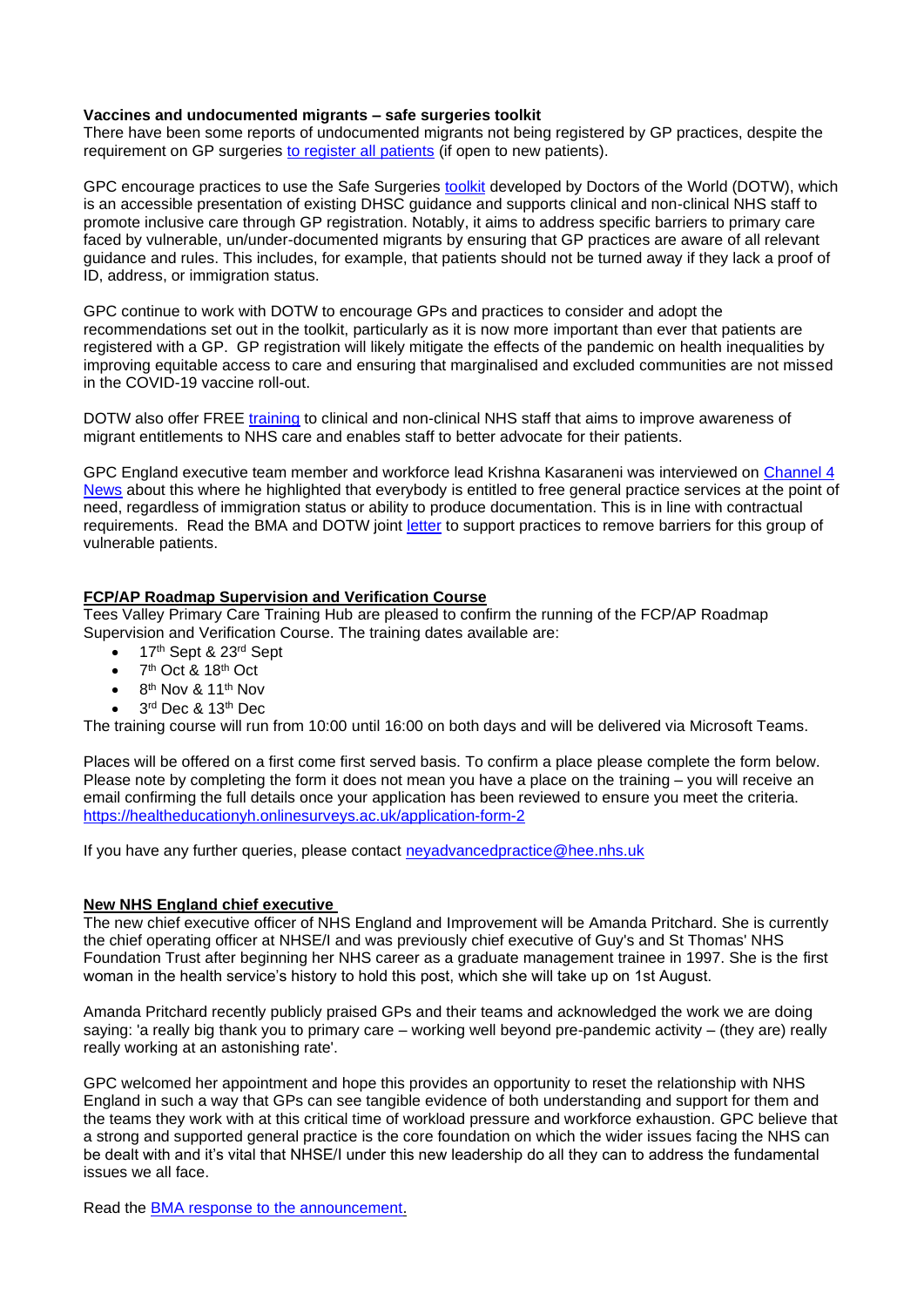**Vaccines and undocumented migrants – safe surgeries toolkit**

There have been some reports of undocumented migrants not being registered by GP practices, despite the requirement on GP surgeries to register all patients (if open to new patients).

GPC encourage practices to use the Safe Surgeries toolkit developed by Doctors of the World (DOTW), which is an accessible presentation of existing DHSC guidance and supports clinical and non-clinical NHS staff to promote inclusive care through GP registration. Notably, it aims to address specific barriers to primary care faced by vulnerable, un/under-documented migrants by ensuring that GP practices are aware of all relevant guidance and rules. This includes, for example, that patients should not be turned away if they lack a proof of ID, address, or immigration status.

GPC continue to work with DOTW to encourage GPs and practices to consider and adopt the recommendations set out in the toolkit, particularly as it is now more important than ever that patients are registered with a GP. GP registration will likely mitigate the effects of the pandemic on health inequalities by improving equitable access to care and ensuring that marginalised and excluded communities are not missed in the COVID-19 vaccine roll-out.

DOTW also offer FREE training to clinical and non-clinical NHS staff that aims to improve awareness of migrant entitlements to NHS care and enables staff to better advocate for their patients.

GPC England executive team member and workforce lead Krishna Kasaraneni was interviewed on Channel 4 News about this where he highlighted that everybody is entitled to free general practice services at the point of need, regardless of immigration status or ability to produce documentation. This is in line with contractual requirements. Read the BMA and DOTW joint letter to support practices to remove barriers for this group of vulnerable patients.

**FCP/AP Roadmap Supervision and Verification Course**

Tees Valley Primary Care Training Hub are pleased to confirm the running of the FCP/AP Roadmap Supervision and Verification Course. The training dates available are:

- 17th Sept & 23rd Sept
- 7th Oct & 18th Oct
- 8th Nov & 11th Nov
- 3rd Dec & 13th Dec

The training course will run from 10:00 until 16:00 on both days and will be delivered via Microsoft Teams.

Places will be offered on a first come first served basis. To confirm a place please complete the form below. Please note by completing the form it does not mean you have a place on the training – you will receive an email confirming the full details once your application has been reviewed to ensure you meet the criteria.
https://healtheducationyh.onlinesurveys.ac.uk/application-form-2

If you have any further queries, please contact neyadvancedpractice@hee.nhs.uk

**New NHS England chief executive**

The new chief executive officer of NHS England and Improvement will be Amanda Pritchard. She is currently the chief operating officer at NHSE/I and was previously chief executive of Guy's and St Thomas' NHS Foundation Trust after beginning her NHS career as a graduate management trainee in 1997. She is the first woman in the health service's history to hold this post, which she will take up on 1st August.

Amanda Pritchard recently publicly praised GPs and their teams and acknowledged the work we are doing saying: 'a really big thank you to primary care – working well beyond pre-pandemic activity – (they are) really really working at an astonishing rate'.

GPC welcomed her appointment and hope this provides an opportunity to reset the relationship with NHS England in such a way that GPs can see tangible evidence of both understanding and support for them and the teams they work with at this critical time of workload pressure and workforce exhaustion. GPC believe that a strong and supported general practice is the core foundation on which the wider issues facing the NHS can be dealt with and it's vital that NHSE/I under this new leadership do all they can to address the fundamental issues we all face.

Read the BMA response to the announcement.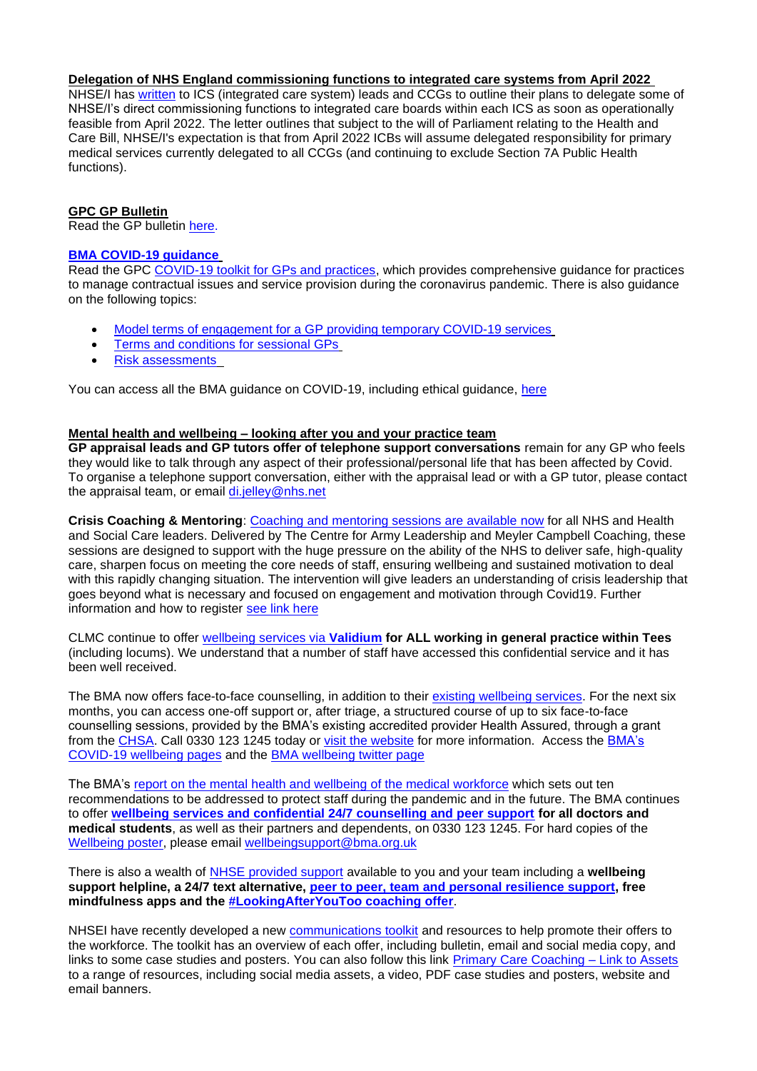**Delegation of NHS England commissioning functions to integrated care systems from April 2022**

NHSE/I has written to ICS (integrated care system) leads and CCGs to outline their plans to delegate some of NHSE/I's direct commissioning functions to integrated care boards within each ICS as soon as operationally feasible from April 2022. The letter outlines that subject to the will of Parliament relating to the Health and Care Bill, NHSE/I's expectation is that from April 2022 ICBs will assume delegated responsibility for primary medical services currently delegated to all CCGs (and continuing to exclude Section 7A Public Health functions).

**GPC GP Bulletin**

Read the GP bulletin here.

**BMA COVID-19 guidance**

Read the GPC COVID-19 toolkit for GPs and practices, which provides comprehensive guidance for practices to manage contractual issues and service provision during the coronavirus pandemic. There is also guidance on the following topics:

- Model terms of engagement for a GP providing temporary COVID-19 services
- Terms and conditions for sessional GPs
- Risk assessments

You can access all the BMA guidance on COVID-19, including ethical guidance, here

**Mental health and wellbeing – looking after you and your practice team**

**GP appraisal leads and GP tutors offer of telephone support conversations** remain for any GP who feels they would like to talk through any aspect of their professional/personal life that has been affected by Covid. To organise a telephone support conversation, either with the appraisal lead or with a GP tutor, please contact the appraisal team, or email di.jelley@nhs.net

**Crisis Coaching & Mentoring**: Coaching and mentoring sessions are available now for all NHS and Health and Social Care leaders. Delivered by The Centre for Army Leadership and Meyler Campbell Coaching, these sessions are designed to support with the huge pressure on the ability of the NHS to deliver safe, high-quality care, sharpen focus on meeting the core needs of staff, ensuring wellbeing and sustained motivation to deal with this rapidly changing situation. The intervention will give leaders an understanding of crisis leadership that goes beyond what is necessary and focused on engagement and motivation through Covid19. Further information and how to register see link here

CLMC continue to offer wellbeing services via **Validium** **for ALL working in general practice within Tees** (including locums). We understand that a number of staff have accessed this confidential service and it has been well received.

The BMA now offers face-to-face counselling, in addition to their existing wellbeing services. For the next six months, you can access one-off support or, after triage, a structured course of up to six face-to-face counselling sessions, provided by the BMA's existing accredited provider Health Assured, through a grant from the CHSA. Call 0330 123 1245 today or visit the website for more information. Access the BMA's COVID-19 wellbeing pages and the BMA wellbeing twitter page

The BMA's report on the mental health and wellbeing of the medical workforce which sets out ten recommendations to be addressed to protect staff during the pandemic and in the future. The BMA continues to offer **wellbeing services and confidential 24/7 counselling and peer support for all doctors and medical students**, as well as their partners and dependents, on 0330 123 1245. For hard copies of the Wellbeing poster, please email wellbeingsupport@bma.org.uk

There is also a wealth of NHSE provided support available to you and your team including a **wellbeing support helpline, a 24/7 text alternative, peer to peer, team and personal resilience support, free mindfulness apps and the #LookingAfterYouToo coaching offer**.

NHSEI have recently developed a new communications toolkit and resources to help promote their offers to the workforce. The toolkit has an overview of each offer, including bulletin, email and social media copy, and links to some case studies and posters. You can also follow this link Primary Care Coaching – Link to Assets to a range of resources, including social media assets, a video, PDF case studies and posters, website and email banners.